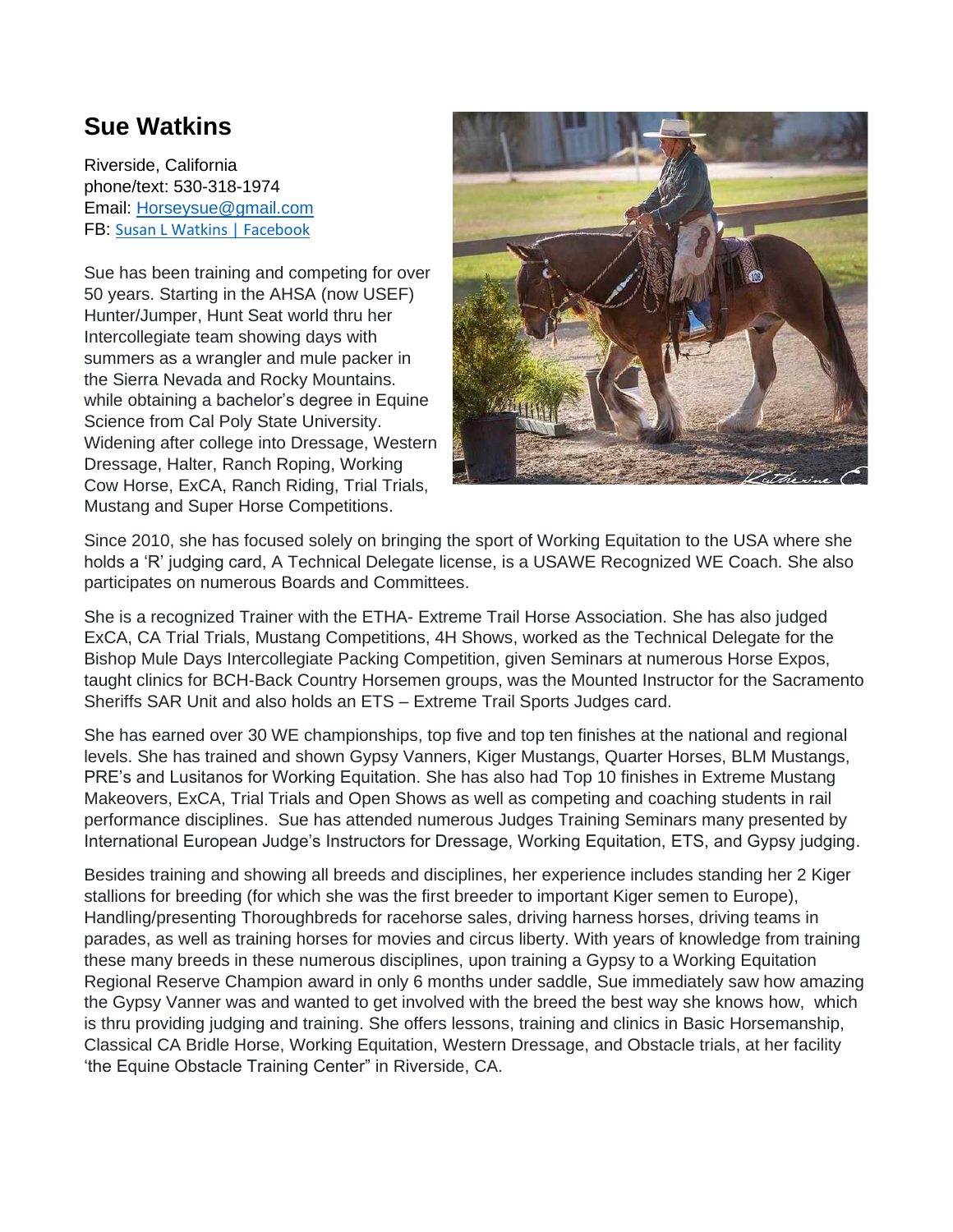# Sue Watkins

Riverside, California
phone/text: 530-318-1974
Email: Horseysue@gmail.com
FB: Susan L Watkins | Facebook

Sue has been training and competing for over 50 years. Starting in the AHSA (now USEF) Hunter/Jumper, Hunt Seat world thru her Intercollegiate team showing days with summers as a wrangler and mule packer in the Sierra Nevada and Rocky Mountains. while obtaining a bachelor's degree in Equine Science from Cal Poly State University. Widening after college into Dressage, Western Dressage, Halter, Ranch Roping, Working Cow Horse, ExCA, Ranch Riding, Trial Trials, Mustang and Super Horse Competitions.

Since 2010, she has focused solely on bringing the sport of Working Equitation to the USA where she holds a 'R' judging card, A Technical Delegate license, is a USAWE Recognized WE Coach. She also participates on numerous Boards and Committees.

She is a recognized Trainer with the ETHA- Extreme Trail Horse Association. She has also judged ExCA, CA Trial Trials, Mustang Competitions, 4H Shows, worked as the Technical Delegate for the Bishop Mule Days Intercollegiate Packing Competition, given Seminars at numerous Horse Expos, taught clinics for BCH-Back Country Horsemen groups, was the Mounted Instructor for the Sacramento Sheriffs SAR Unit and also holds an ETS – Extreme Trail Sports Judges card.

She has earned over 30 WE championships, top five and top ten finishes at the national and regional levels. She has trained and shown Gypsy Vanners, Kiger Mustangs, Quarter Horses, BLM Mustangs, PRE's and Lusitanos for Working Equitation. She has also had Top 10 finishes in Extreme Mustang Makeovers, ExCA, Trial Trials and Open Shows as well as competing and coaching students in rail performance disciplines. Sue has attended numerous Judges Training Seminars many presented by International European Judge's Instructors for Dressage, Working Equitation, ETS, and Gypsy judging.

Besides training and showing all breeds and disciplines, her experience includes standing her 2 Kiger stallions for breeding (for which she was the first breeder to important Kiger semen to Europe), Handling/presenting Thoroughbreds for racehorse sales, driving harness horses, driving teams in parades, as well as training horses for movies and circus liberty. With years of knowledge from training these many breeds in these numerous disciplines, upon training a Gypsy to a Working Equitation Regional Reserve Champion award in only 6 months under saddle, Sue immediately saw how amazing the Gypsy Vanner was and wanted to get involved with the breed the best way she knows how, which is thru providing judging and training. She offers lessons, training and clinics in Basic Horsemanship, Classical CA Bridle Horse, Working Equitation, Western Dressage, and Obstacle trials, at her facility 'the Equine Obstacle Training Center" in Riverside, CA.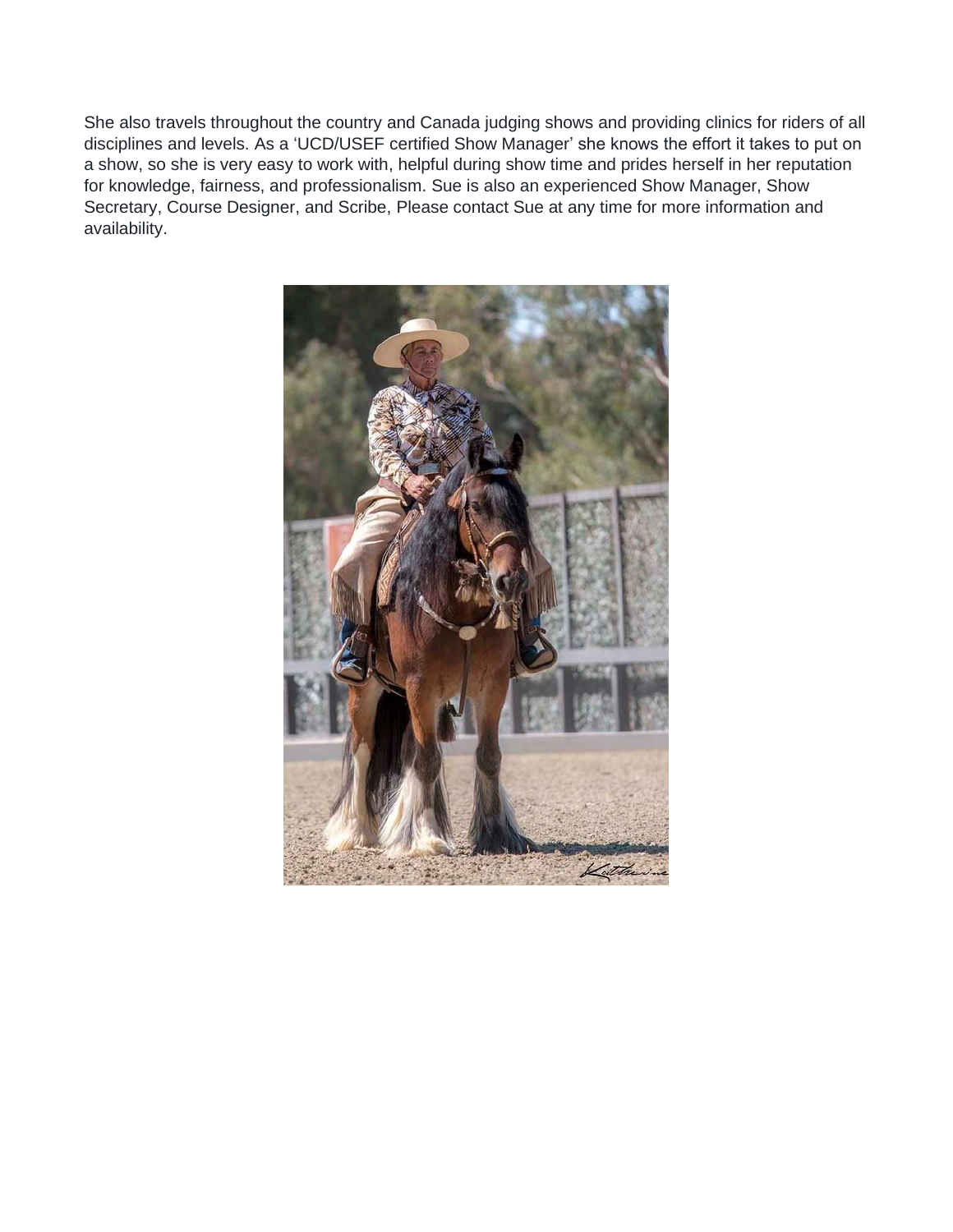She also travels throughout the country and Canada judging shows and providing clinics for riders of all disciplines and levels. As a 'UCD/USEF certified Show Manager' she knows the effort it takes to put on a show, so she is very easy to work with, helpful during show time and prides herself in her reputation for knowledge, fairness, and professionalism. Sue is also an experienced Show Manager, Show Secretary, Course Designer, and Scribe, Please contact Sue at any time for more information and availability.